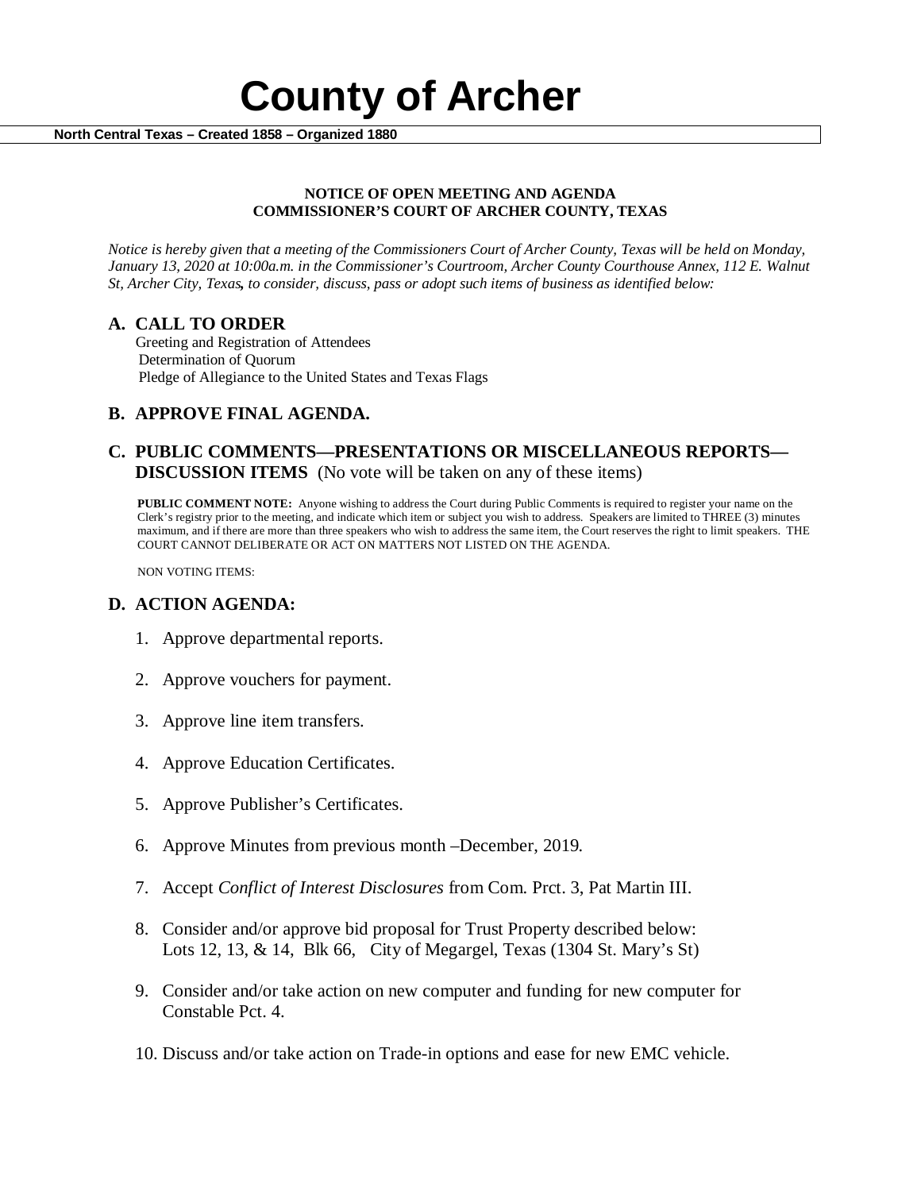# County of Archer

**North Central Texas – Created 1858 – Organized 1880**

**NOTICE OF OPEN MEETING AND AGENDA**
**COMMISSIONER'S COURT OF ARCHER COUNTY, TEXAS**

*Notice is hereby given that a meeting of the Commissioners Court of Archer County, Texas will be held on Monday, January 13, 2020 at 10:00a.m. in the Commissioner's Courtroom, Archer County Courthouse Annex, 112 E. Walnut St, Archer City, Texas, to consider, discuss, pass or adopt such items of business as identified below:*

## A. CALL TO ORDER

Greeting and Registration of Attendees
Determination of Quorum
Pledge of Allegiance to the United States and Texas Flags

## B. APPROVE FINAL AGENDA.

## C. PUBLIC COMMENTS—PRESENTATIONS OR MISCELLANEOUS REPORTS—DISCUSSION ITEMS (No vote will be taken on any of these items)

**PUBLIC COMMENT NOTE:** Anyone wishing to address the Court during Public Comments is required to register your name on the Clerk's registry prior to the meeting, and indicate which item or subject you wish to address. Speakers are limited to THREE (3) minutes maximum, and if there are more than three speakers who wish to address the same item, the Court reserves the right to limit speakers. THE COURT CANNOT DELIBERATE OR ACT ON MATTERS NOT LISTED ON THE AGENDA.

NON VOTING ITEMS:

## D. ACTION AGENDA:

1. Approve departmental reports.
2. Approve vouchers for payment.
3. Approve line item transfers.
4. Approve Education Certificates.
5. Approve Publisher's Certificates.
6. Approve Minutes from previous month –December, 2019.
7. Accept *Conflict of Interest Disclosures* from Com. Prct. 3, Pat Martin III.
8. Consider and/or approve bid proposal for Trust Property described below:
   Lots 12, 13, & 14, Blk 66, City of Megargel, Texas (1304 St. Mary's St)
9. Consider and/or take action on new computer and funding for new computer for Constable Pct. 4.
10. Discuss and/or take action on Trade-in options and ease for new EMC vehicle.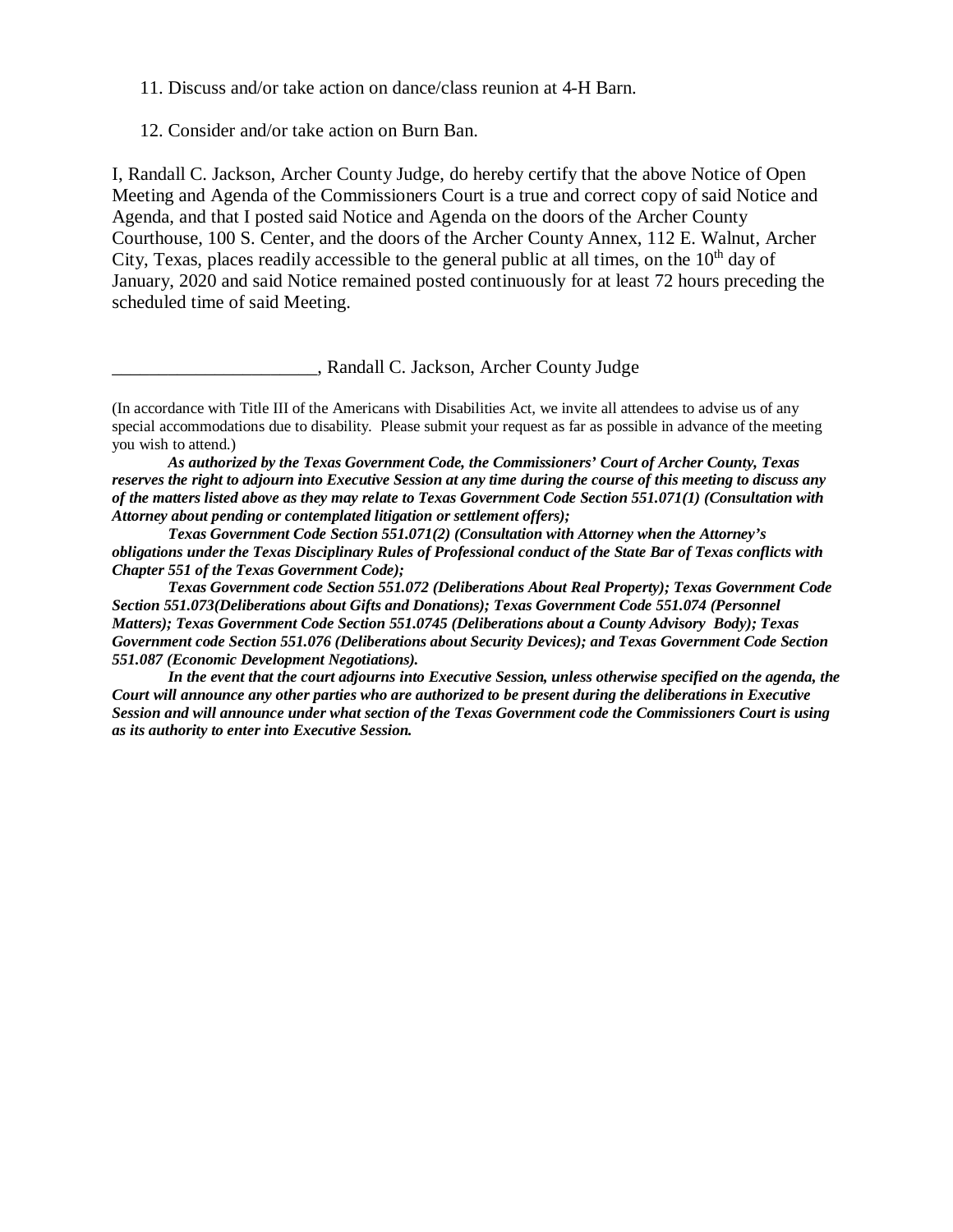11. Discuss and/or take action on dance/class reunion at 4-H Barn.

12. Consider and/or take action on Burn Ban.

I, Randall C. Jackson, Archer County Judge, do hereby certify that the above Notice of Open Meeting and Agenda of the Commissioners Court is a true and correct copy of said Notice and Agenda, and that I posted said Notice and Agenda on the doors of the Archer County Courthouse, 100 S. Center, and the doors of the Archer County Annex, 112 E. Walnut, Archer City, Texas, places readily accessible to the general public at all times, on the 10th day of January, 2020 and said Notice remained posted continuously for at least 72 hours preceding the scheduled time of said Meeting.

______________________, Randall C. Jackson, Archer County Judge

(In accordance with Title III of the Americans with Disabilities Act, we invite all attendees to advise us of any special accommodations due to disability. Please submit your request as far as possible in advance of the meeting you wish to attend.)

***As authorized by the Texas Government Code, the Commissioners' Court of Archer County, Texas reserves the right to adjourn into Executive Session at any time during the course of this meeting to discuss any of the matters listed above as they may relate to Texas Government Code Section 551.071(1) (Consultation with Attorney about pending or contemplated litigation or settlement offers);***

***Texas Government Code Section 551.071(2) (Consultation with Attorney when the Attorney's obligations under the Texas Disciplinary Rules of Professional conduct of the State Bar of Texas conflicts with Chapter 551 of the Texas Government Code);***

***Texas Government code Section 551.072 (Deliberations About Real Property); Texas Government Code Section 551.073(Deliberations about Gifts and Donations); Texas Government Code 551.074 (Personnel Matters); Texas Government Code Section 551.0745 (Deliberations about a County Advisory Body); Texas Government code Section 551.076 (Deliberations about Security Devices); and Texas Government Code Section 551.087 (Economic Development Negotiations).***

***In the event that the court adjourns into Executive Session, unless otherwise specified on the agenda, the Court will announce any other parties who are authorized to be present during the deliberations in Executive Session and will announce under what section of the Texas Government code the Commissioners Court is using as its authority to enter into Executive Session.***